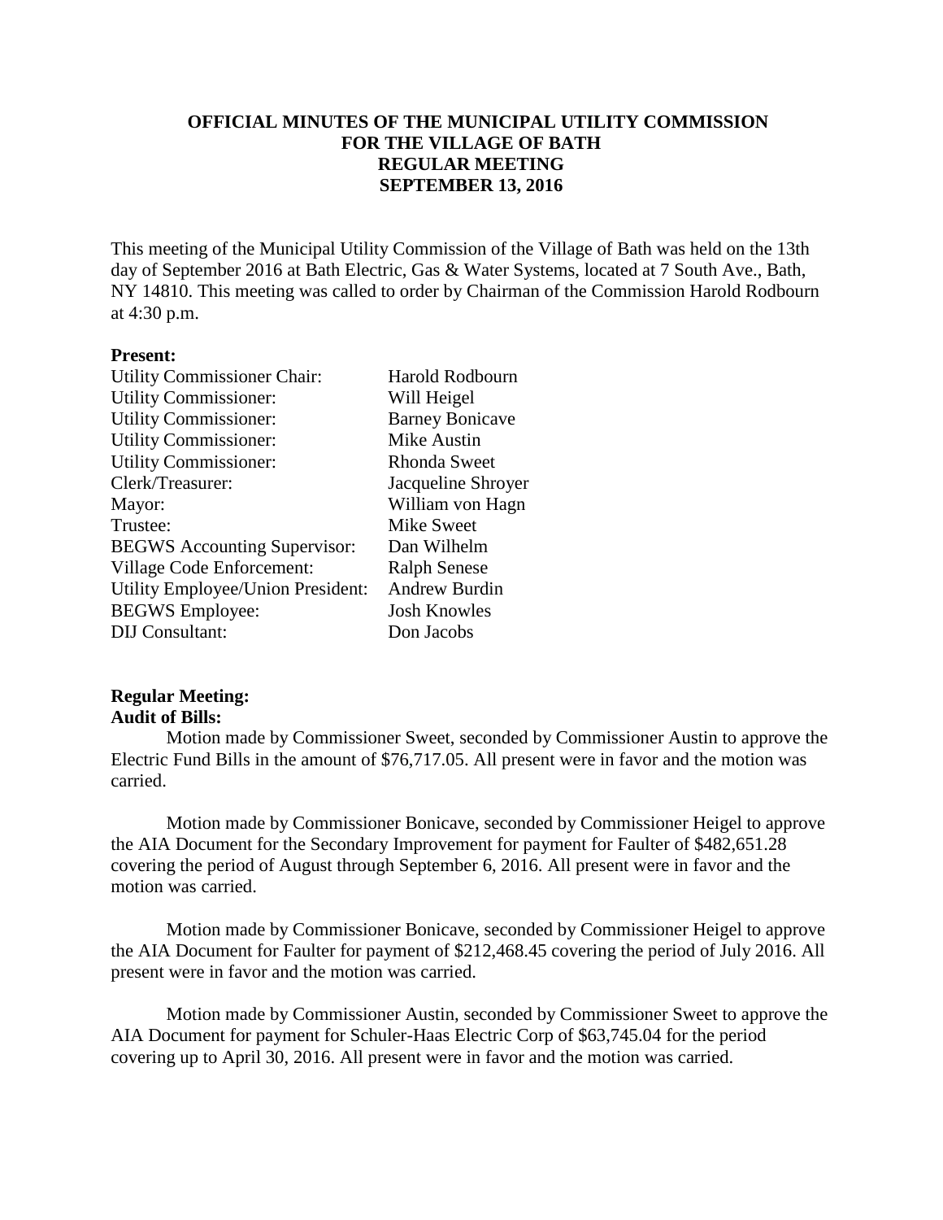# OFFICIAL MINUTES OF THE MUNICIPAL UTILITY COMMISSION FOR THE VILLAGE OF BATH REGULAR MEETING SEPTEMBER 13, 2016

This meeting of the Municipal Utility Commission of the Village of Bath was held on the 13th day of September 2016 at Bath Electric, Gas & Water Systems, located at 7 South Ave., Bath, NY 14810. This meeting was called to order by Chairman of the Commission Harold Rodbourn at 4:30 p.m.

**Present:**

| | |
|---|---|
| Utility Commissioner Chair: | Harold Rodbourn |
| Utility Commissioner: | Will Heigel |
| Utility Commissioner: | Barney Bonicave |
| Utility Commissioner: | Mike Austin |
| Utility Commissioner: | Rhonda Sweet |
| Clerk/Treasurer: | Jacqueline Shroyer |
| Mayor: | William von Hagn |
| Trustee: | Mike Sweet |
| BEGWS Accounting Supervisor: | Dan Wilhelm |
| Village Code Enforcement: | Ralph Senese |
| Utility Employee/Union President: | Andrew Burdin |
| BEGWS Employee: | Josh Knowles |
| DIJ Consultant: | Don Jacobs |

**Regular Meeting:**

**Audit of Bills:**

Motion made by Commissioner Sweet, seconded by Commissioner Austin to approve the Electric Fund Bills in the amount of $76,717.05. All present were in favor and the motion was carried.

Motion made by Commissioner Bonicave, seconded by Commissioner Heigel to approve the AIA Document for the Secondary Improvement for payment for Faulter of $482,651.28 covering the period of August through September 6, 2016. All present were in favor and the motion was carried.

Motion made by Commissioner Bonicave, seconded by Commissioner Heigel to approve the AIA Document for Faulter for payment of $212,468.45 covering the period of July 2016. All present were in favor and the motion was carried.

Motion made by Commissioner Austin, seconded by Commissioner Sweet to approve the AIA Document for payment for Schuler-Haas Electric Corp of $63,745.04 for the period covering up to April 30, 2016. All present were in favor and the motion was carried.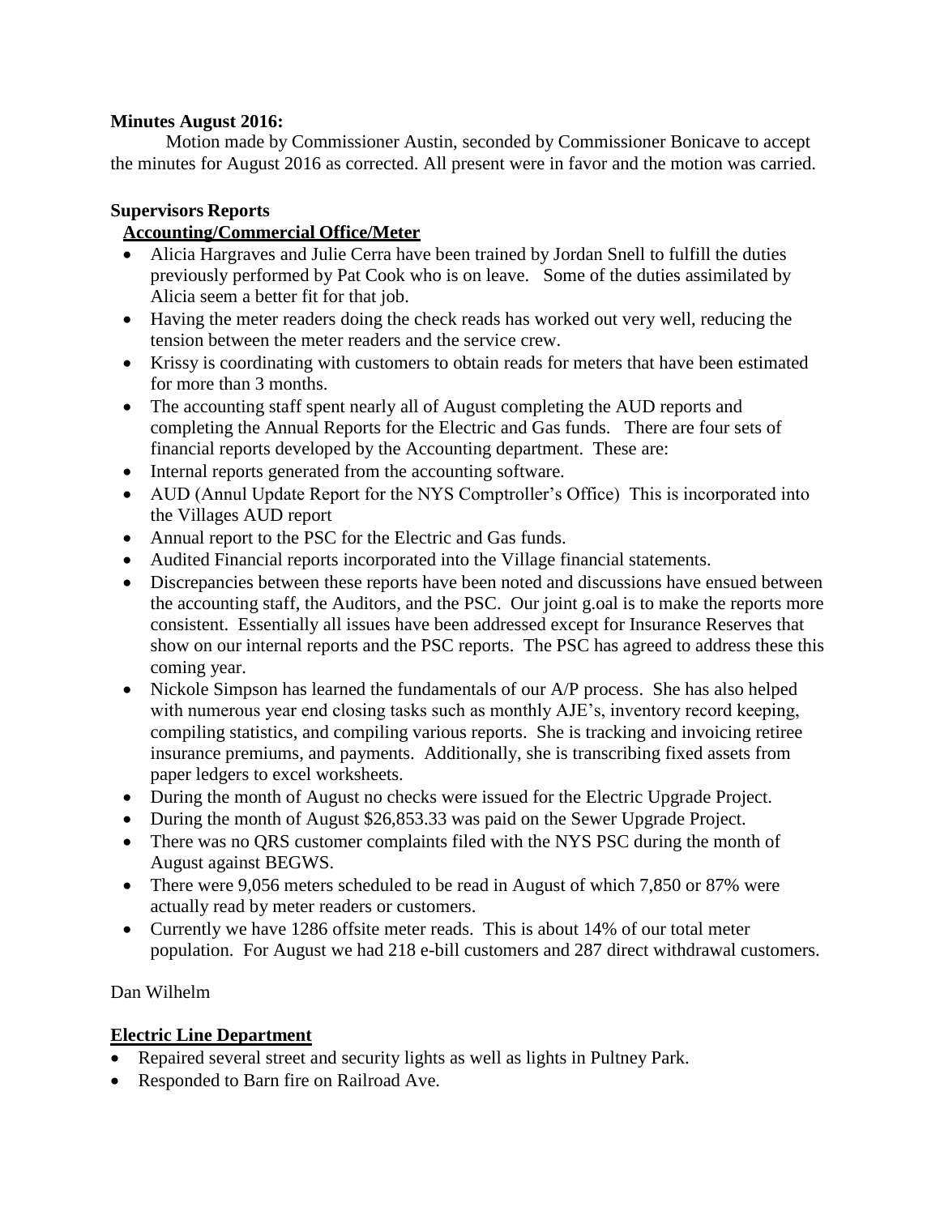**Minutes August 2016:**

Motion made by Commissioner Austin, seconded by Commissioner Bonicave to accept the minutes for August 2016 as corrected. All present were in favor and the motion was carried.

**Supervisors Reports**

**Accounting/Commercial Office/Meter**

- Alicia Hargraves and Julie Cerra have been trained by Jordan Snell to fulfill the duties previously performed by Pat Cook who is on leave. Some of the duties assimilated by Alicia seem a better fit for that job.
- Having the meter readers doing the check reads has worked out very well, reducing the tension between the meter readers and the service crew.
- Krissy is coordinating with customers to obtain reads for meters that have been estimated for more than 3 months.
- The accounting staff spent nearly all of August completing the AUD reports and completing the Annual Reports for the Electric and Gas funds. There are four sets of financial reports developed by the Accounting department. These are:
- Internal reports generated from the accounting software.
- AUD (Annul Update Report for the NYS Comptroller's Office) This is incorporated into the Villages AUD report
- Annual report to the PSC for the Electric and Gas funds.
- Audited Financial reports incorporated into the Village financial statements.
- Discrepancies between these reports have been noted and discussions have ensued between the accounting staff, the Auditors, and the PSC. Our joint g.oal is to make the reports more consistent. Essentially all issues have been addressed except for Insurance Reserves that show on our internal reports and the PSC reports. The PSC has agreed to address these this coming year.
- Nickole Simpson has learned the fundamentals of our A/P process. She has also helped with numerous year end closing tasks such as monthly AJE's, inventory record keeping, compiling statistics, and compiling various reports. She is tracking and invoicing retiree insurance premiums, and payments. Additionally, she is transcribing fixed assets from paper ledgers to excel worksheets.
- During the month of August no checks were issued for the Electric Upgrade Project.
- During the month of August $26,853.33 was paid on the Sewer Upgrade Project.
- There was no QRS customer complaints filed with the NYS PSC during the month of August against BEGWS.
- There were 9,056 meters scheduled to be read in August of which 7,850 or 87% were actually read by meter readers or customers.
- Currently we have 1286 offsite meter reads. This is about 14% of our total meter population. For August we had 218 e-bill customers and 287 direct withdrawal customers.

Dan Wilhelm

**Electric Line Department**

- Repaired several street and security lights as well as lights in Pultney Park.
- Responded to Barn fire on Railroad Ave.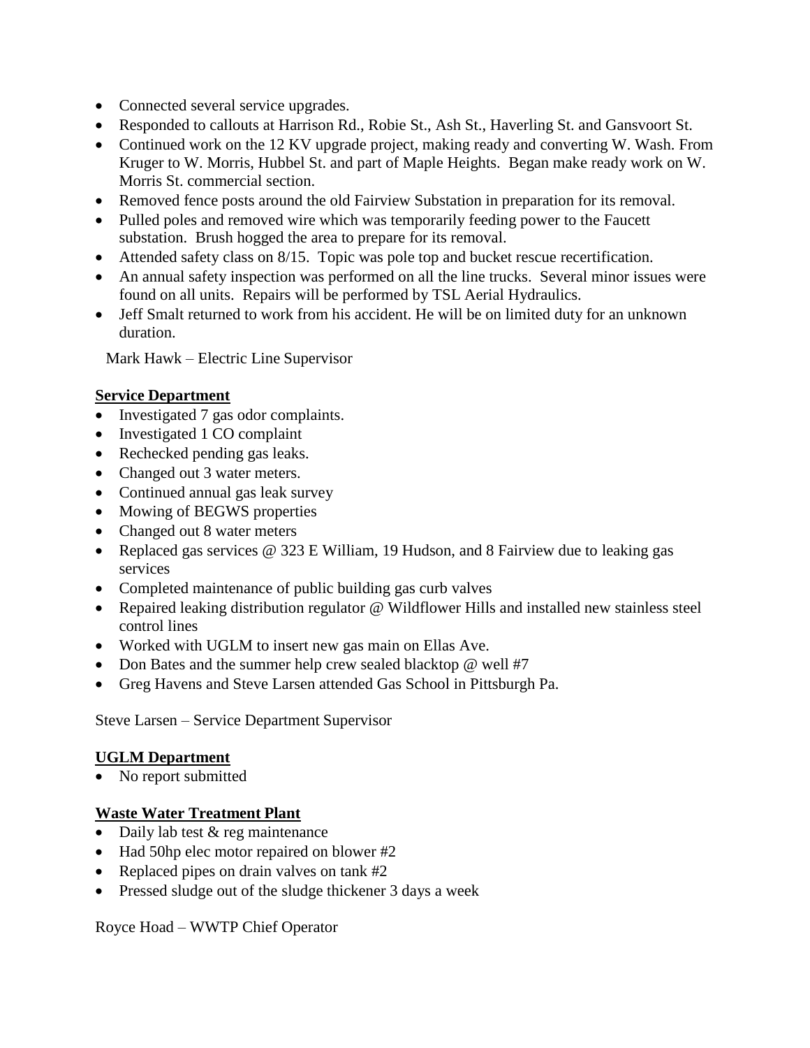- Connected several service upgrades.
- Responded to callouts at Harrison Rd., Robie St., Ash St., Haverling St. and Gansvoort St.
- Continued work on the 12 KV upgrade project, making ready and converting W. Wash. From Kruger to W. Morris, Hubbel St. and part of Maple Heights. Began make ready work on W. Morris St. commercial section.
- Removed fence posts around the old Fairview Substation in preparation for its removal.
- Pulled poles and removed wire which was temporarily feeding power to the Faucett substation. Brush hogged the area to prepare for its removal.
- Attended safety class on 8/15. Topic was pole top and bucket rescue recertification.
- An annual safety inspection was performed on all the line trucks. Several minor issues were found on all units. Repairs will be performed by TSL Aerial Hydraulics.
- Jeff Smalt returned to work from his accident. He will be on limited duty for an unknown duration.

Mark Hawk – Electric Line Supervisor

**Service Department**

- Investigated 7 gas odor complaints.
- Investigated 1 CO complaint
- Rechecked pending gas leaks.
- Changed out 3 water meters.
- Continued annual gas leak survey
- Mowing of BEGWS properties
- Changed out 8 water meters
- Replaced gas services @ 323 E William, 19 Hudson, and 8 Fairview due to leaking gas services
- Completed maintenance of public building gas curb valves
- Repaired leaking distribution regulator @ Wildflower Hills and installed new stainless steel control lines
- Worked with UGLM to insert new gas main on Ellas Ave.
- Don Bates and the summer help crew sealed blacktop @ well #7
- Greg Havens and Steve Larsen attended Gas School in Pittsburgh Pa.

Steve Larsen – Service Department Supervisor

**UGLM Department**

- No report submitted

**Waste Water Treatment Plant**

- Daily lab test & reg maintenance
- Had 50hp elec motor repaired on blower #2
- Replaced pipes on drain valves on tank #2
- Pressed sludge out of the sludge thickener 3 days a week

Royce Hoad – WWTP Chief Operator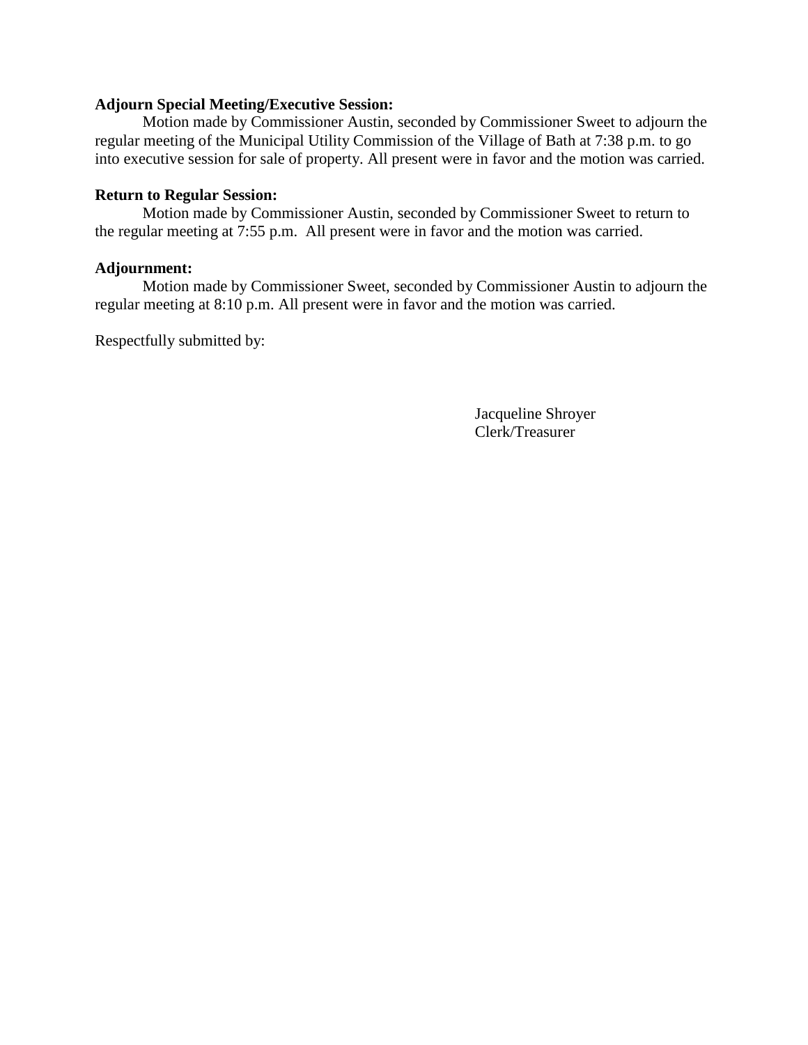**Adjourn Special Meeting/Executive Session:**

Motion made by Commissioner Austin, seconded by Commissioner Sweet to adjourn the regular meeting of the Municipal Utility Commission of the Village of Bath at 7:38 p.m. to go into executive session for sale of property. All present were in favor and the motion was carried.

**Return to Regular Session:**

Motion made by Commissioner Austin, seconded by Commissioner Sweet to return to the regular meeting at 7:55 p.m. All present were in favor and the motion was carried.

**Adjournment:**

Motion made by Commissioner Sweet, seconded by Commissioner Austin to adjourn the regular meeting at 8:10 p.m. All present were in favor and the motion was carried.

Respectfully submitted by:

Jacqueline Shroyer
Clerk/Treasurer